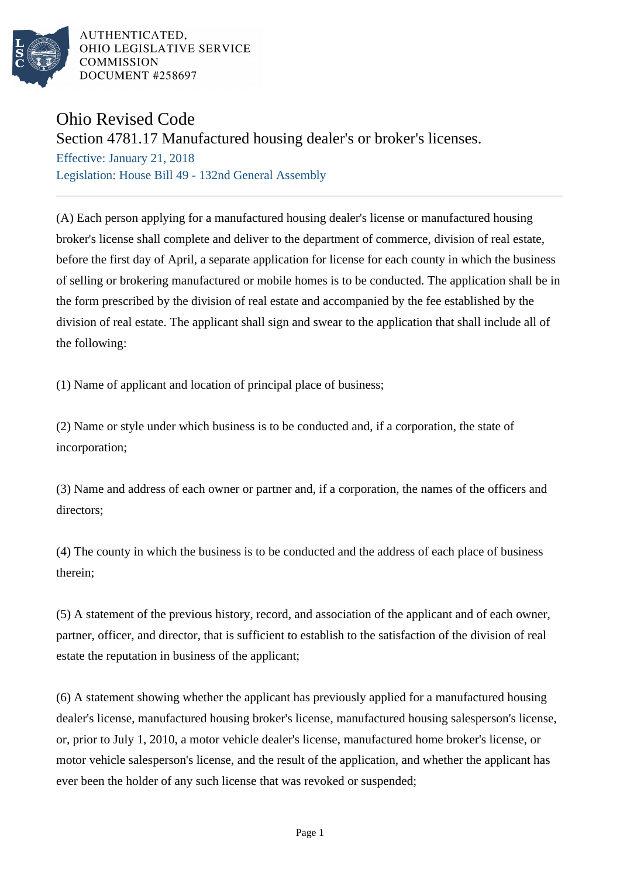AUTHENTICATED,
OHIO LEGISLATIVE SERVICE
COMMISSION
DOCUMENT #258697

# Ohio Revised Code

## Section 4781.17 Manufactured housing dealer's or broker's licenses.

Effective: January 21, 2018

Legislation: House Bill 49 - 132nd General Assembly

---

(A) Each person applying for a manufactured housing dealer's license or manufactured housing broker's license shall complete and deliver to the department of commerce, division of real estate, before the first day of April, a separate application for license for each county in which the business of selling or brokering manufactured or mobile homes is to be conducted. The application shall be in the form prescribed by the division of real estate and accompanied by the fee established by the division of real estate. The applicant shall sign and swear to the application that shall include all of the following:

(1) Name of applicant and location of principal place of business;

(2) Name or style under which business is to be conducted and, if a corporation, the state of incorporation;

(3) Name and address of each owner or partner and, if a corporation, the names of the officers and directors;

(4) The county in which the business is to be conducted and the address of each place of business therein;

(5) A statement of the previous history, record, and association of the applicant and of each owner, partner, officer, and director, that is sufficient to establish to the satisfaction of the division of real estate the reputation in business of the applicant;

(6) A statement showing whether the applicant has previously applied for a manufactured housing dealer's license, manufactured housing broker's license, manufactured housing salesperson's license, or, prior to July 1, 2010, a motor vehicle dealer's license, manufactured home broker's license, or motor vehicle salesperson's license, and the result of the application, and whether the applicant has ever been the holder of any such license that was revoked or suspended;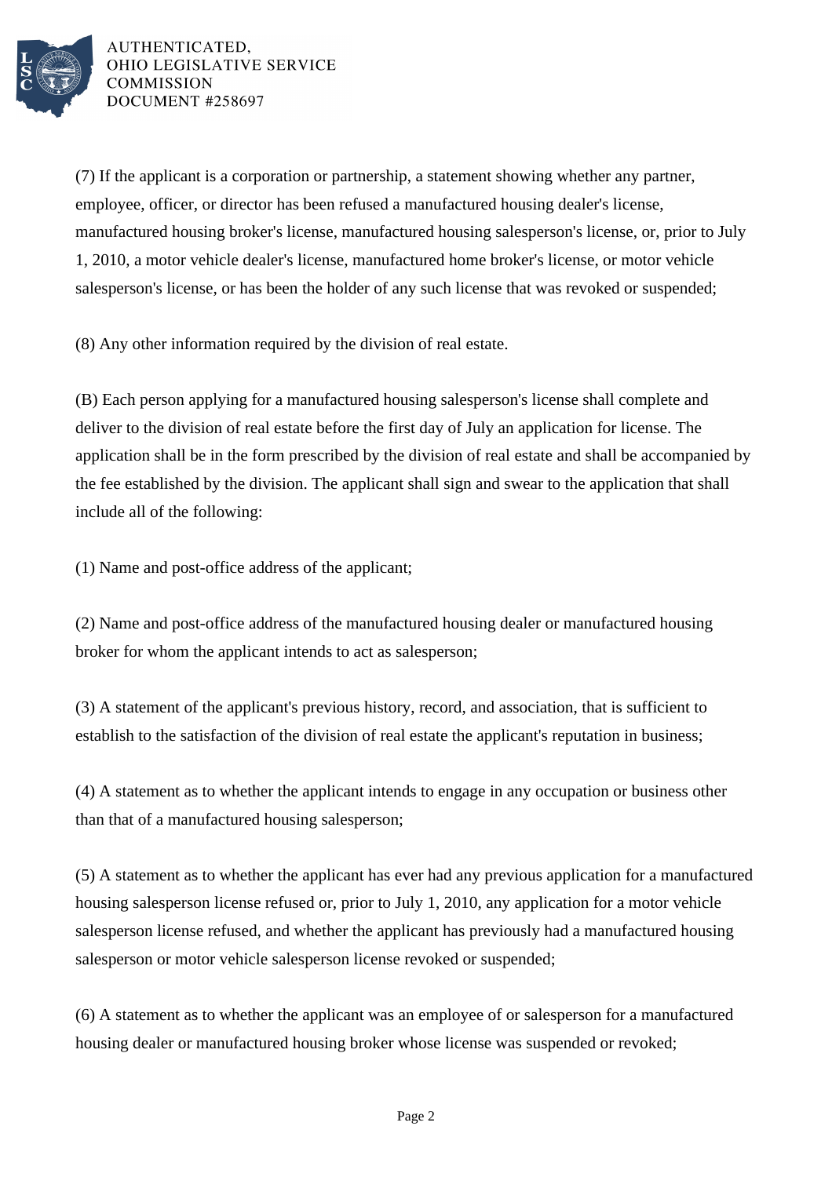(7) If the applicant is a corporation or partnership, a statement showing whether any partner, employee, officer, or director has been refused a manufactured housing dealer's license, manufactured housing broker's license, manufactured housing salesperson's license, or, prior to July 1, 2010, a motor vehicle dealer's license, manufactured home broker's license, or motor vehicle salesperson's license, or has been the holder of any such license that was revoked or suspended;

(8) Any other information required by the division of real estate.

(B) Each person applying for a manufactured housing salesperson's license shall complete and deliver to the division of real estate before the first day of July an application for license. The application shall be in the form prescribed by the division of real estate and shall be accompanied by the fee established by the division. The applicant shall sign and swear to the application that shall include all of the following:

(1) Name and post-office address of the applicant;

(2) Name and post-office address of the manufactured housing dealer or manufactured housing broker for whom the applicant intends to act as salesperson;

(3) A statement of the applicant's previous history, record, and association, that is sufficient to establish to the satisfaction of the division of real estate the applicant's reputation in business;

(4) A statement as to whether the applicant intends to engage in any occupation or business other than that of a manufactured housing salesperson;

(5) A statement as to whether the applicant has ever had any previous application for a manufactured housing salesperson license refused or, prior to July 1, 2010, any application for a motor vehicle salesperson license refused, and whether the applicant has previously had a manufactured housing salesperson or motor vehicle salesperson license revoked or suspended;

(6) A statement as to whether the applicant was an employee of or salesperson for a manufactured housing dealer or manufactured housing broker whose license was suspended or revoked;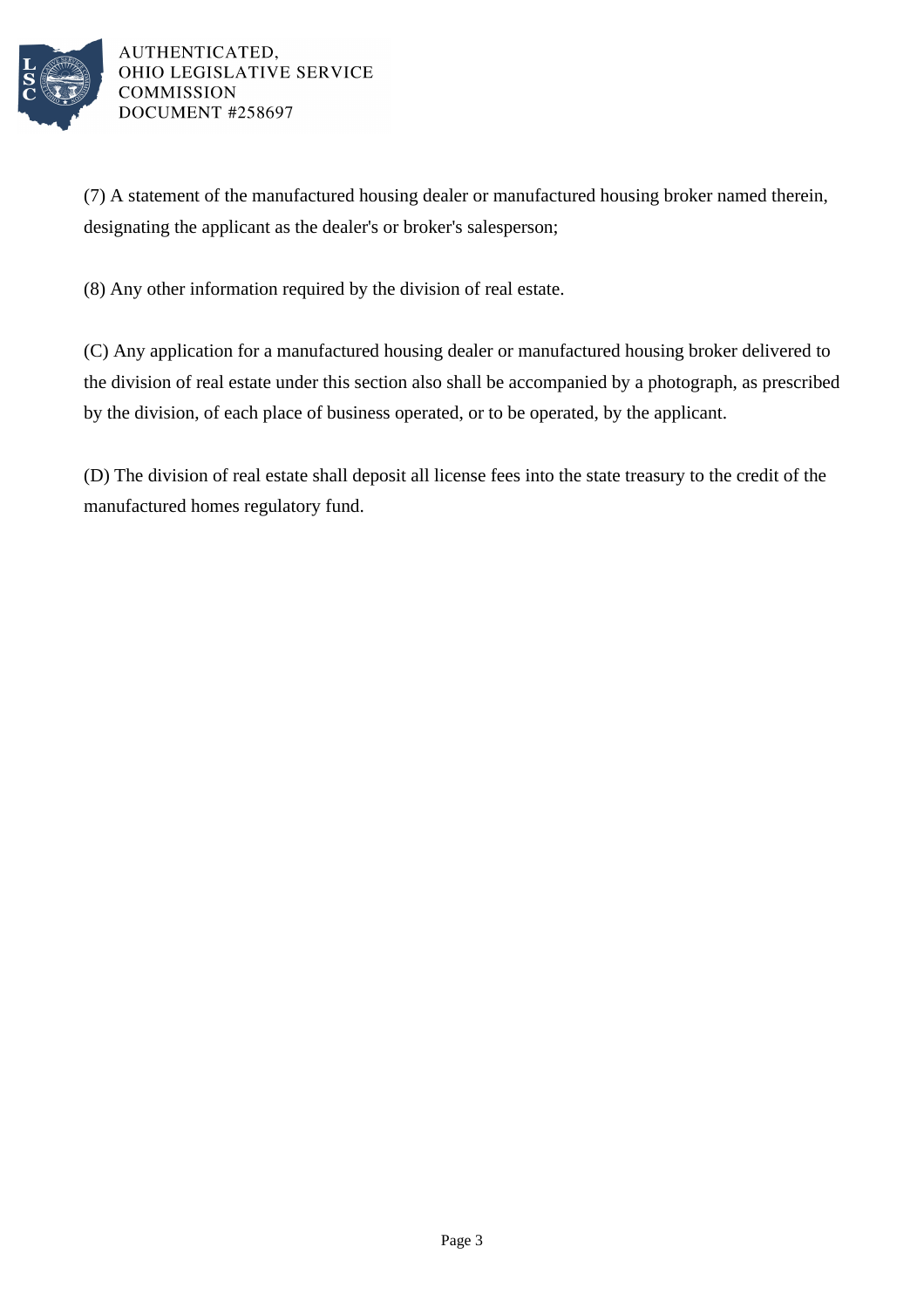(7) A statement of the manufactured housing dealer or manufactured housing broker named therein, designating the applicant as the dealer's or broker's salesperson;

(8) Any other information required by the division of real estate.

(C) Any application for a manufactured housing dealer or manufactured housing broker delivered to the division of real estate under this section also shall be accompanied by a photograph, as prescribed by the division, of each place of business operated, or to be operated, by the applicant.

(D) The division of real estate shall deposit all license fees into the state treasury to the credit of the manufactured homes regulatory fund.